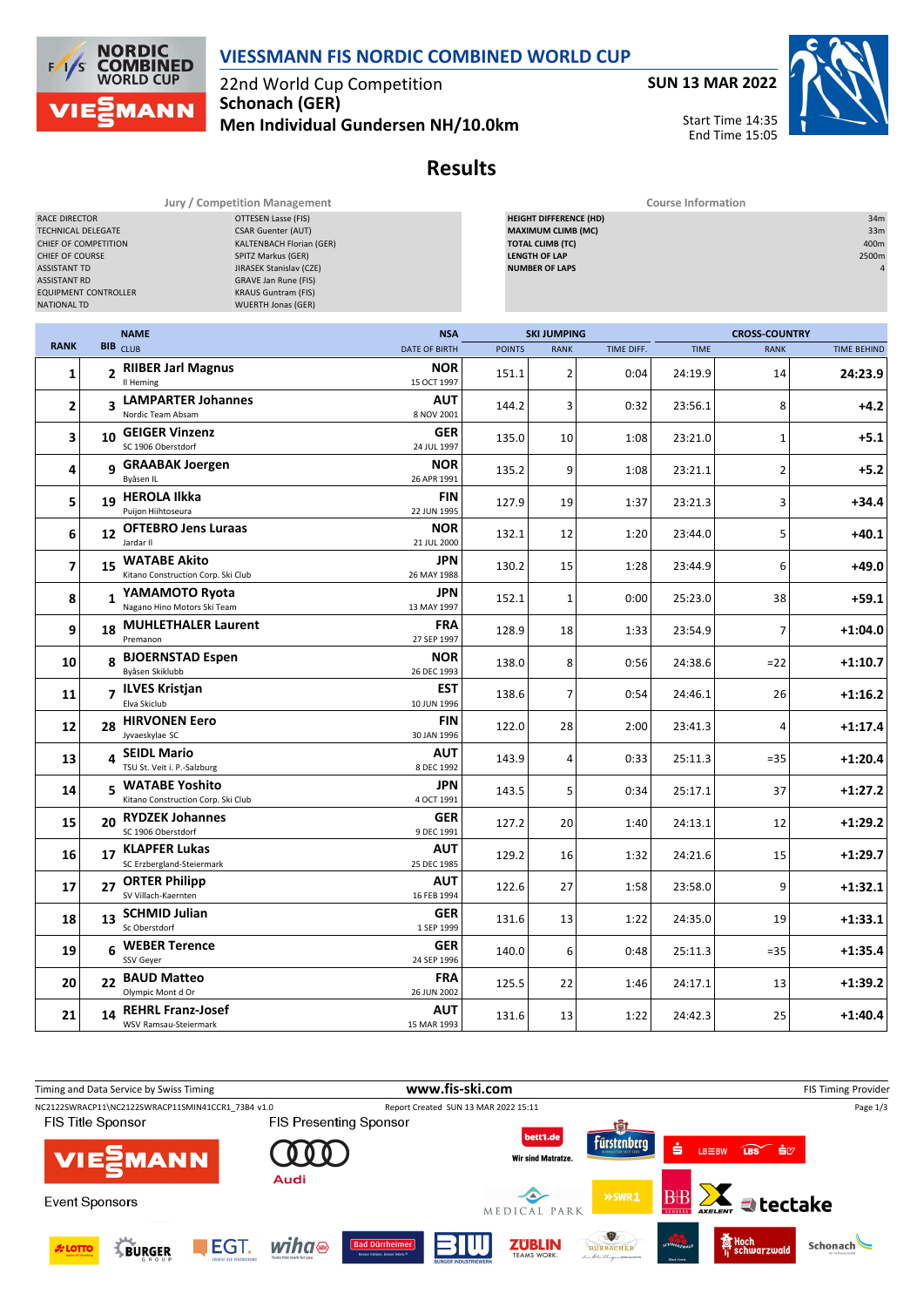# VIESSMANN FIS NORDIC COMBINED WORLD CUP

22nd World Cup Competition
**Schonach (GER)**
**Men Individual Gundersen NH/10.0km**

**SUN 13 MAR 2022**

Start Time 14:35
End Time 15:05

## Results

**Jury / Competition Management**

| | |
|---|---|
| RACE DIRECTOR | OTTESEN Lasse (FIS) |
| TECHNICAL DELEGATE | CSAR Guenter (AUT) |
| CHIEF OF COMPETITION | KALTENBACH Florian (GER) |
| CHIEF OF COURSE | SPITZ Markus (GER) |
| ASSISTANT TD | JIRASEK Stanislav (CZE) |
| ASSISTANT RD | GRAVE Jan Rune (FIS) |
| EQUIPMENT CONTROLLER | KRAUS Guntram (FIS) |
| NATIONAL TD | WUERTH Jonas (GER) |

**Course Information**

| | |
|---|---|
| HEIGHT DIFFERENCE (HD) | 34m |
| MAXIMUM CLIMB (MC) | 33m |
| TOTAL CLIMB (TC) | 400m |
| LENGTH OF LAP | 2500m |
| NUMBER OF LAPS | 4 |

| RANK | BIB | NAME / CLUB | NSA / DATE OF BIRTH | SKI JUMPING POINTS | SKI JUMPING RANK | SKI JUMPING TIME DIFF. | CROSS-COUNTRY TIME | CROSS-COUNTRY RANK | TIME BEHIND |
|---|---|---|---|---|---|---|---|---|---|
| 1 | 2 | **RIIBER Jarl Magnus** Il Heming | NOR 15 OCT 1997 | 151.1 | 2 | 0:04 | 24:19.9 | 14 | **24:23.9** |
| 2 | 3 | **LAMPARTER Johannes** Nordic Team Absam | AUT 8 NOV 2001 | 144.2 | 3 | 0:32 | 23:56.1 | 8 | **+4.2** |
| 3 | 10 | **GEIGER Vinzenz** SC 1906 Oberstdorf | GER 24 JUL 1997 | 135.0 | 10 | 1:08 | 23:21.0 | 1 | **+5.1** |
| 4 | 9 | **GRAABAK Joergen** Byåsen IL | NOR 26 APR 1991 | 135.2 | 9 | 1:08 | 23:21.1 | 2 | **+5.2** |
| 5 | 19 | **HEROLA Ilkka** Puijon Hiihtoseura | FIN 22 JUN 1995 | 127.9 | 19 | 1:37 | 23:21.3 | 3 | **+34.4** |
| 6 | 12 | **OFTEBRO Jens Luraas** Jardar Il | NOR 21 JUL 2000 | 132.1 | 12 | 1:20 | 23:44.0 | 5 | **+40.1** |
| 7 | 15 | **WATABE Akito** Kitano Construction Corp. Ski Club | JPN 26 MAY 1988 | 130.2 | 15 | 1:28 | 23:44.9 | 6 | **+49.0** |
| 8 | 1 | **YAMAMOTO Ryota** Nagano Hino Motors Ski Team | JPN 13 MAY 1997 | 152.1 | 1 | 0:00 | 25:23.0 | 38 | **+59.1** |
| 9 | 18 | **MUHLETHALER Laurent** Premanon | FRA 27 SEP 1997 | 128.9 | 18 | 1:33 | 23:54.9 | 7 | **+1:04.0** |
| 10 | 8 | **BJOERNSTAD Espen** Byåsen Skiklubb | NOR 26 DEC 1993 | 138.0 | 8 | 0:56 | 24:38.6 | =22 | **+1:10.7** |
| 11 | 7 | **ILVES Kristjan** Elva Skiclub | EST 10 JUN 1996 | 138.6 | 7 | 0:54 | 24:46.1 | 26 | **+1:16.2** |
| 12 | 28 | **HIRVONEN Eero** Jyvaeskylae SC | FIN 30 JAN 1996 | 122.0 | 28 | 2:00 | 23:41.3 | 4 | **+1:17.4** |
| 13 | 4 | **SEIDL Mario** TSU St. Veit i. P.-Salzburg | AUT 8 DEC 1992 | 143.9 | 4 | 0:33 | 25:11.3 | =35 | **+1:20.4** |
| 14 | 5 | **WATABE Yoshito** Kitano Construction Corp. Ski Club | JPN 4 OCT 1991 | 143.5 | 5 | 0:34 | 25:17.1 | 37 | **+1:27.2** |
| 15 | 20 | **RYDZEK Johannes** SC 1906 Oberstdorf | GER 9 DEC 1991 | 127.2 | 20 | 1:40 | 24:13.1 | 12 | **+1:29.2** |
| 16 | 17 | **KLAPFER Lukas** SC Erzbergland-Steiermark | AUT 25 DEC 1985 | 129.2 | 16 | 1:32 | 24:21.6 | 15 | **+1:29.7** |
| 17 | 27 | **ORTER Philipp** SV Villach-Kaernten | AUT 16 FEB 1994 | 122.6 | 27 | 1:58 | 23:58.0 | 9 | **+1:32.1** |
| 18 | 13 | **SCHMID Julian** Sc Oberstdorf | GER 1 SEP 1999 | 131.6 | 13 | 1:22 | 24:35.0 | 19 | **+1:33.1** |
| 19 | 6 | **WEBER Terence** SSV Geyer | GER 24 SEP 1996 | 140.0 | 6 | 0:48 | 25:11.3 | =35 | **+1:35.4** |
| 20 | 22 | **BAUD Matteo** Olympic Mont d Or | FRA 26 JUN 2002 | 125.5 | 22 | 1:46 | 24:17.1 | 13 | **+1:39.2** |
| 21 | 14 | **REHRL Franz-Josef** WSV Ramsau-Steiermark | AUT 15 MAR 1993 | 131.6 | 13 | 1:22 | 24:42.3 | 25 | **+1:40.4** |

Timing and Data Service by Swiss Timing — www.fis-ski.com — FIS Timing Provider

NC2122SWRACP11\NC2122SWRACP11SMIN41CCR1_73B4 v1.0 — Report Created SUN 13 MAR 2022 15:11

FIS Title Sponsor: VIESSMANN
FIS Presenting Sponsor: Audi
Event Sponsors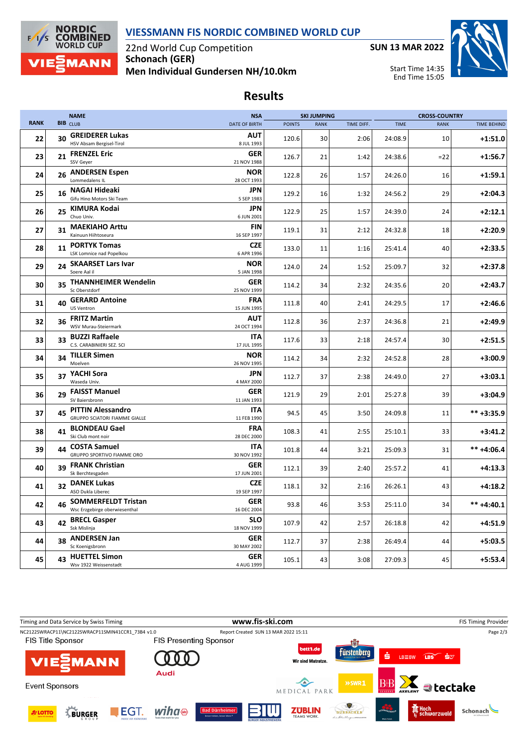# VIESSMANN FIS NORDIC COMBINED WORLD CUP

22nd World Cup Competition
**Schonach (GER)**
**Men Individual Gundersen NH/10.0km**

**SUN 13 MAR 2022**

Start Time 14:35
End Time 15:05

## Results

| RANK | BIB | NAME / CLUB | NSA / DATE OF BIRTH | SKI JUMPING POINTS | SKI JUMPING RANK | SKI JUMPING TIME DIFF. | CROSS-COUNTRY TIME | CROSS-COUNTRY RANK | CROSS-COUNTRY TIME BEHIND |
|---|---|---|---|---|---|---|---|---|---|
| 22 | 30 | **GREIDERER Lukas** HSV Absam Bergisel-Tirol | **AUT** 8 JUL 1993 | 120.6 | 30 | 2:06 | 24:08.9 | 10 | **+1:51.0** |
| 23 | 21 | **FRENZEL Eric** SSV Geyer | **GER** 21 NOV 1988 | 126.7 | 21 | 1:42 | 24:38.6 | =22 | **+1:56.7** |
| 24 | 26 | **ANDERSEN Espen** Lommedalens IL | **NOR** 28 OCT 1993 | 122.8 | 26 | 1:57 | 24:26.0 | 16 | **+1:59.1** |
| 25 | 16 | **NAGAI Hideaki** Gifu Hino Motors Ski Team | **JPN** 5 SEP 1983 | 129.2 | 16 | 1:32 | 24:56.2 | 29 | **+2:04.3** |
| 26 | 25 | **KIMURA Kodai** Chuo Univ. | **JPN** 6 JUN 2001 | 122.9 | 25 | 1:57 | 24:39.0 | 24 | **+2:12.1** |
| 27 | 31 | **MAEKIAHO Arttu** Kainuun Hiihtoseura | **FIN** 16 SEP 1997 | 119.1 | 31 | 2:12 | 24:32.8 | 18 | **+2:20.9** |
| 28 | 11 | **PORTYK Tomas** LSK Lomnice nad Popelkou | **CZE** 6 APR 1996 | 133.0 | 11 | 1:16 | 25:41.4 | 40 | **+2:33.5** |
| 29 | 24 | **SKAARSET Lars Ivar** Soere Aal il | **NOR** 5 JAN 1998 | 124.0 | 24 | 1:52 | 25:09.7 | 32 | **+2:37.8** |
| 30 | 35 | **THANNHEIMER Wendelin** Sc Oberstdorf | **GER** 25 NOV 1999 | 114.2 | 34 | 2:32 | 24:35.6 | 20 | **+2:43.7** |
| 31 | 40 | **GERARD Antoine** US Ventron | **FRA** 15 JUN 1995 | 111.8 | 40 | 2:41 | 24:29.5 | 17 | **+2:46.6** |
| 32 | 36 | **FRITZ Martin** WSV Murau-Steiermark | **AUT** 24 OCT 1994 | 112.8 | 36 | 2:37 | 24:36.8 | 21 | **+2:49.9** |
| 33 | 33 | **BUZZI Raffaele** C.S. CARABINIERI SEZ. SCI | **ITA** 17 JUL 1995 | 117.6 | 33 | 2:18 | 24:57.4 | 30 | **+2:51.5** |
| 34 | 34 | **TILLER Simen** Moelven | **NOR** 26 NOV 1995 | 114.2 | 34 | 2:32 | 24:52.8 | 28 | **+3:00.9** |
| 35 | 37 | **YACHI Sora** Waseda Univ. | **JPN** 4 MAY 2000 | 112.7 | 37 | 2:38 | 24:49.0 | 27 | **+3:03.1** |
| 36 | 29 | **FAISST Manuel** SV Baiersbronn | **GER** 11 JAN 1993 | 121.9 | 29 | 2:01 | 25:27.8 | 39 | **+3:04.9** |
| 37 | 45 | **PITTIN Alessandro** GRUPPO SCIATORI FIAMME GIALLE | **ITA** 11 FEB 1990 | 94.5 | 45 | 3:50 | 24:09.8 | 11 | **\*\* +3:35.9** |
| 38 | 41 | **BLONDEAU Gael** Ski Club mont noir | **FRA** 28 DEC 2000 | 108.3 | 41 | 2:55 | 25:10.1 | 33 | **+3:41.2** |
| 39 | 44 | **COSTA Samuel** GRUPPO SPORTIVO FIAMME ORO | **ITA** 30 NOV 1992 | 101.8 | 44 | 3:21 | 25:09.3 | 31 | **\*\* +4:06.4** |
| 40 | 39 | **FRANK Christian** Sk Berchtesgaden | **GER** 17 JUN 2001 | 112.1 | 39 | 2:40 | 25:57.2 | 41 | **+4:13.3** |
| 41 | 32 | **DANEK Lukas** ASO Dukla Liberec | **CZE** 19 SEP 1997 | 118.1 | 32 | 2:16 | 26:26.1 | 43 | **+4:18.2** |
| 42 | 46 | **SOMMERFELDT Tristan** Wsc Erzgebirge oberwiesenthal | **GER** 16 DEC 2004 | 93.8 | 46 | 3:53 | 25:11.0 | 34 | **\*\* +4:40.1** |
| 43 | 42 | **BRECL Gasper** Ssk Mislinja | **SLO** 18 NOV 1999 | 107.9 | 42 | 2:57 | 26:18.8 | 42 | **+4:51.9** |
| 44 | 38 | **ANDERSEN Jan** Sc Koenigsbronn | **GER** 30 MAY 2002 | 112.7 | 37 | 2:38 | 26:49.4 | 44 | **+5:03.5** |
| 45 | 43 | **HUETTEL Simon** Wsv 1922 Weissenstadt | **GER** 4 AUG 1999 | 105.1 | 43 | 3:08 | 27:09.3 | 45 | **+5:53.4** |

Timing and Data Service by Swiss Timing — www.fis-ski.com — FIS Timing Provider

NC2122SWRACP11\NC2122SWRACP11SMIN41CCR1_73B4 v1.0 — Report Created SUN 13 MAR 2022 15:11

FIS Title Sponsor: VIESSMANN
FIS Presenting Sponsor: Audi
Event Sponsors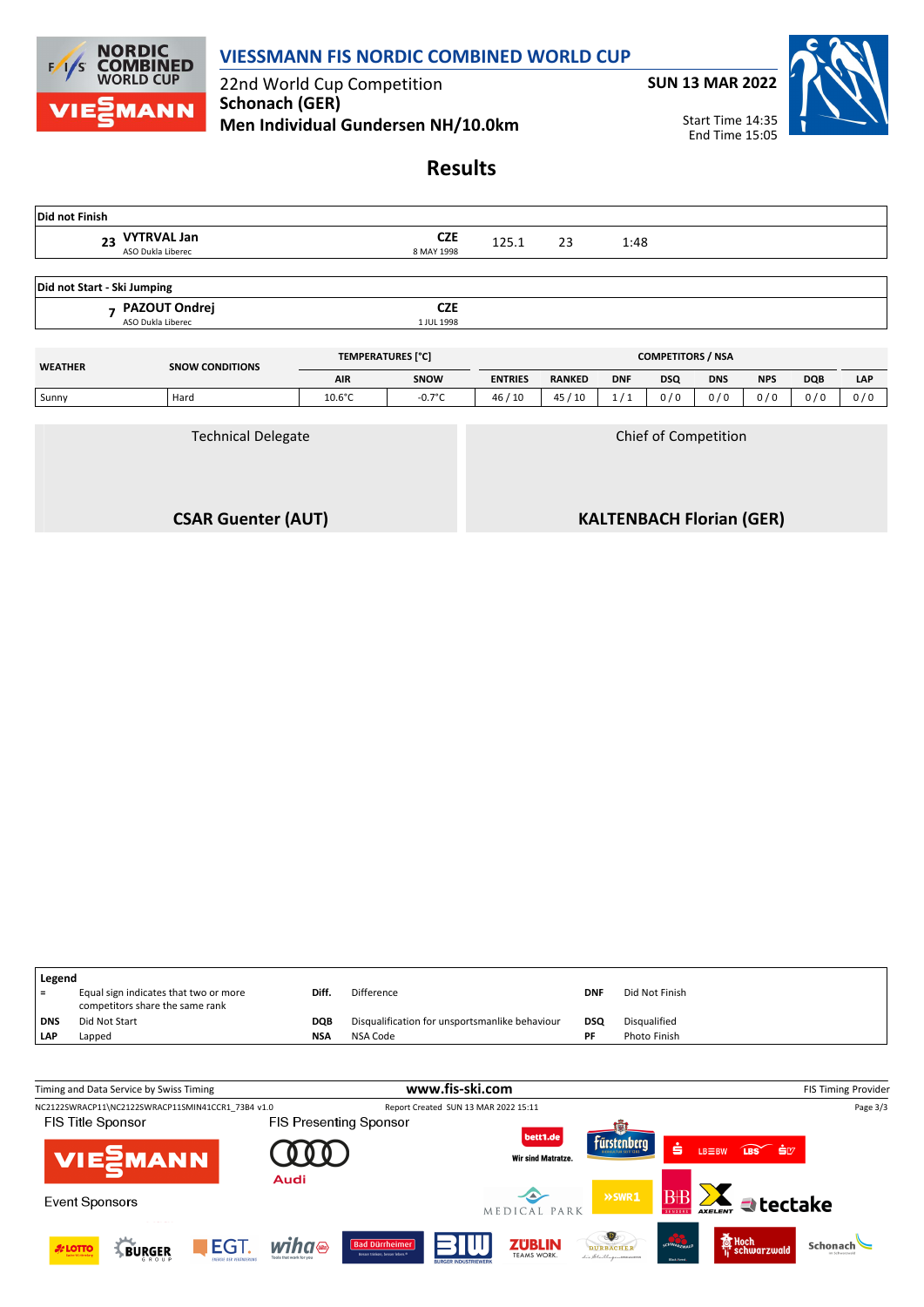# VIESSMANN FIS NORDIC COMBINED WORLD CUP

22nd World Cup Competition
**Schonach (GER)**
**Men Individual Gundersen NH/10.0km**

**SUN 13 MAR 2022**
Start Time 14:35
End Time 15:05

## Results

**Did not Finish**

| | | | | | |
|---|---|---|---|---|---|
| 23 | **VYTRVAL Jan** ASO Dukla Liberec | **CZE** 8 MAY 1998 | 125.1 | 23 | 1:48 |

**Did not Start - Ski Jumping**

| | | |
|---|---|---|
| 7 | **PAZOUT Ondrej** ASO Dukla Liberec | **CZE** 1 JUL 1998 |

| WEATHER | SNOW CONDITIONS | TEMPERATURES [°C] | | COMPETITORS / NSA | | | | | | | |
|---|---|---|---|---|---|---|---|---|---|---|---|
| | | AIR | SNOW | ENTRIES | RANKED | DNF | DSQ | DNS | NPS | DQB | LAP |
| Sunny | Hard | 10.6°C | -0.7°C | 46 / 10 | 45 / 10 | 1 / 1 | 0 / 0 | 0 / 0 | 0 / 0 | 0 / 0 | 0 / 0 |

| Technical Delegate | Chief of Competition |
|---|---|
| **CSAR Guenter (AUT)** | **KALTENBACH Florian (GER)** |

**Legend**

| | | | | | |
|---|---|---|---|---|---|
| = | Equal sign indicates that two or more competitors share the same rank | **Diff.** | Difference | **DNF** | Did Not Finish |
| **DNS** | Did Not Start | **DQB** | Disqualification for unsportsmanlike behaviour | **DSQ** | Disqualified |
| **LAP** | Lapped | **NSA** | NSA Code | **PF** | Photo Finish |

Timing and Data Service by Swiss Timing — www.fis-ski.com — FIS Timing Provider
NC2122SWRACP11\NC2122SWRACP11SMIN41CCR1_73B4 v1.0 — Report Created SUN 13 MAR 2022 15:11

FIS Title Sponsor — FIS Presenting Sponsor — Event Sponsors